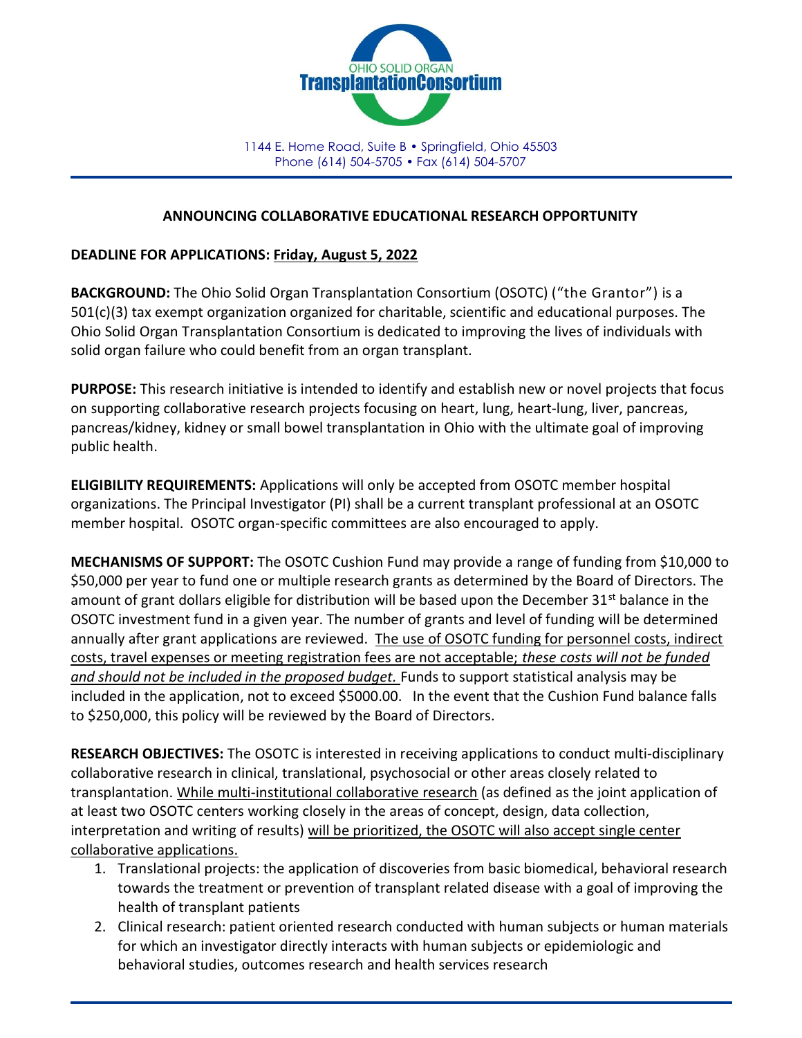OHIO SOLID ORGAN TransplantationConsortium

1144 E. Home Road, Suite B • Springfield, Ohio 45503
Phone (614) 504-5705 • Fax (614) 504-5707

## ANNOUNCING COLLABORATIVE EDUCATIONAL RESEARCH OPPORTUNITY

**DEADLINE FOR APPLICATIONS: Friday, August 5, 2022**

**BACKGROUND:** The Ohio Solid Organ Transplantation Consortium (OSOTC) ("the Grantor") is a 501(c)(3) tax exempt organization organized for charitable, scientific and educational purposes. The Ohio Solid Organ Transplantation Consortium is dedicated to improving the lives of individuals with solid organ failure who could benefit from an organ transplant.

**PURPOSE:** This research initiative is intended to identify and establish new or novel projects that focus on supporting collaborative research projects focusing on heart, lung, heart-lung, liver, pancreas, pancreas/kidney, kidney or small bowel transplantation in Ohio with the ultimate goal of improving public health.

**ELIGIBILITY REQUIREMENTS:** Applications will only be accepted from OSOTC member hospital organizations. The Principal Investigator (PI) shall be a current transplant professional at an OSOTC member hospital. OSOTC organ-specific committees are also encouraged to apply.

**MECHANISMS OF SUPPORT:** The OSOTC Cushion Fund may provide a range of funding from $10,000 to $50,000 per year to fund one or multiple research grants as determined by the Board of Directors. The amount of grant dollars eligible for distribution will be based upon the December 31st balance in the OSOTC investment fund in a given year. The number of grants and level of funding will be determined annually after grant applications are reviewed. The use of OSOTC funding for personnel costs, indirect costs, travel expenses or meeting registration fees are not acceptable; *these costs will not be funded and should not be included in the proposed budget.* Funds to support statistical analysis may be included in the application, not to exceed $5000.00. In the event that the Cushion Fund balance falls to $250,000, this policy will be reviewed by the Board of Directors.

**RESEARCH OBJECTIVES:** The OSOTC is interested in receiving applications to conduct multi-disciplinary collaborative research in clinical, translational, psychosocial or other areas closely related to transplantation. While multi-institutional collaborative research (as defined as the joint application of at least two OSOTC centers working closely in the areas of concept, design, data collection, interpretation and writing of results) will be prioritized, the OSOTC will also accept single center collaborative applications.

1. Translational projects: the application of discoveries from basic biomedical, behavioral research towards the treatment or prevention of transplant related disease with a goal of improving the health of transplant patients
2. Clinical research: patient oriented research conducted with human subjects or human materials for which an investigator directly interacts with human subjects or epidemiologic and behavioral studies, outcomes research and health services research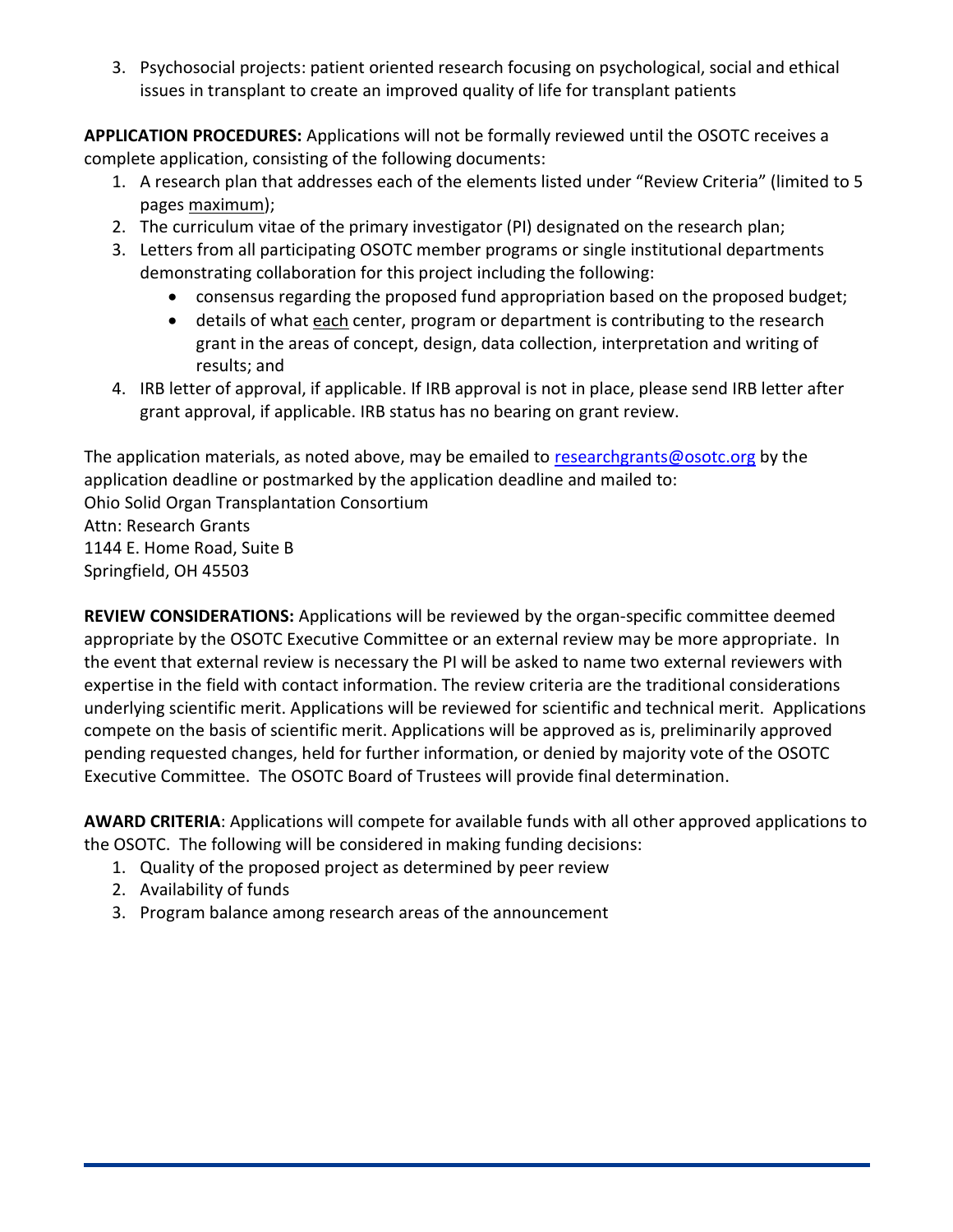3. Psychosocial projects: patient oriented research focusing on psychological, social and ethical issues in transplant to create an improved quality of life for transplant patients

**APPLICATION PROCEDURES:** Applications will not be formally reviewed until the OSOTC receives a complete application, consisting of the following documents:

1. A research plan that addresses each of the elements listed under "Review Criteria" (limited to 5 pages maximum);
2. The curriculum vitae of the primary investigator (PI) designated on the research plan;
3. Letters from all participating OSOTC member programs or single institutional departments demonstrating collaboration for this project including the following:
   - consensus regarding the proposed fund appropriation based on the proposed budget;
   - details of what each center, program or department is contributing to the research grant in the areas of concept, design, data collection, interpretation and writing of results; and
4. IRB letter of approval, if applicable. If IRB approval is not in place, please send IRB letter after grant approval, if applicable. IRB status has no bearing on grant review.

The application materials, as noted above, may be emailed to researchgrants@osotc.org by the application deadline or postmarked by the application deadline and mailed to:
Ohio Solid Organ Transplantation Consortium
Attn: Research Grants
1144 E. Home Road, Suite B
Springfield, OH 45503

**REVIEW CONSIDERATIONS:** Applications will be reviewed by the organ-specific committee deemed appropriate by the OSOTC Executive Committee or an external review may be more appropriate. In the event that external review is necessary the PI will be asked to name two external reviewers with expertise in the field with contact information. The review criteria are the traditional considerations underlying scientific merit. Applications will be reviewed for scientific and technical merit. Applications compete on the basis of scientific merit. Applications will be approved as is, preliminarily approved pending requested changes, held for further information, or denied by majority vote of the OSOTC Executive Committee. The OSOTC Board of Trustees will provide final determination.

**AWARD CRITERIA**: Applications will compete for available funds with all other approved applications to the OSOTC. The following will be considered in making funding decisions:

1. Quality of the proposed project as determined by peer review
2. Availability of funds
3. Program balance among research areas of the announcement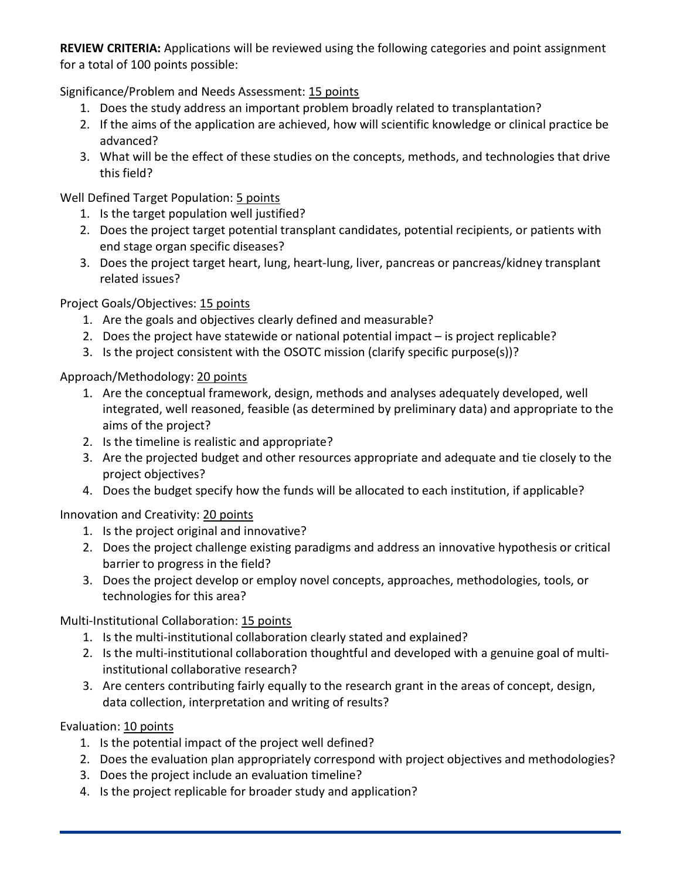**REVIEW CRITERIA:** Applications will be reviewed using the following categories and point assignment for a total of 100 points possible:

Significance/Problem and Needs Assessment: 15 points

1. Does the study address an important problem broadly related to transplantation?
2. If the aims of the application are achieved, how will scientific knowledge or clinical practice be advanced?
3. What will be the effect of these studies on the concepts, methods, and technologies that drive this field?

Well Defined Target Population: 5 points

1. Is the target population well justified?
2. Does the project target potential transplant candidates, potential recipients, or patients with end stage organ specific diseases?
3. Does the project target heart, lung, heart-lung, liver, pancreas or pancreas/kidney transplant related issues?

Project Goals/Objectives: 15 points

1. Are the goals and objectives clearly defined and measurable?
2. Does the project have statewide or national potential impact – is project replicable?
3. Is the project consistent with the OSOTC mission (clarify specific purpose(s))?

Approach/Methodology: 20 points

1. Are the conceptual framework, design, methods and analyses adequately developed, well integrated, well reasoned, feasible (as determined by preliminary data) and appropriate to the aims of the project?
2. Is the timeline is realistic and appropriate?
3. Are the projected budget and other resources appropriate and adequate and tie closely to the project objectives?
4. Does the budget specify how the funds will be allocated to each institution, if applicable?

Innovation and Creativity: 20 points

1. Is the project original and innovative?
2. Does the project challenge existing paradigms and address an innovative hypothesis or critical barrier to progress in the field?
3. Does the project develop or employ novel concepts, approaches, methodologies, tools, or technologies for this area?

Multi-Institutional Collaboration: 15 points

1. Is the multi-institutional collaboration clearly stated and explained?
2. Is the multi-institutional collaboration thoughtful and developed with a genuine goal of multi-institutional collaborative research?
3. Are centers contributing fairly equally to the research grant in the areas of concept, design, data collection, interpretation and writing of results?

Evaluation: 10 points

1. Is the potential impact of the project well defined?
2. Does the evaluation plan appropriately correspond with project objectives and methodologies?
3. Does the project include an evaluation timeline?
4. Is the project replicable for broader study and application?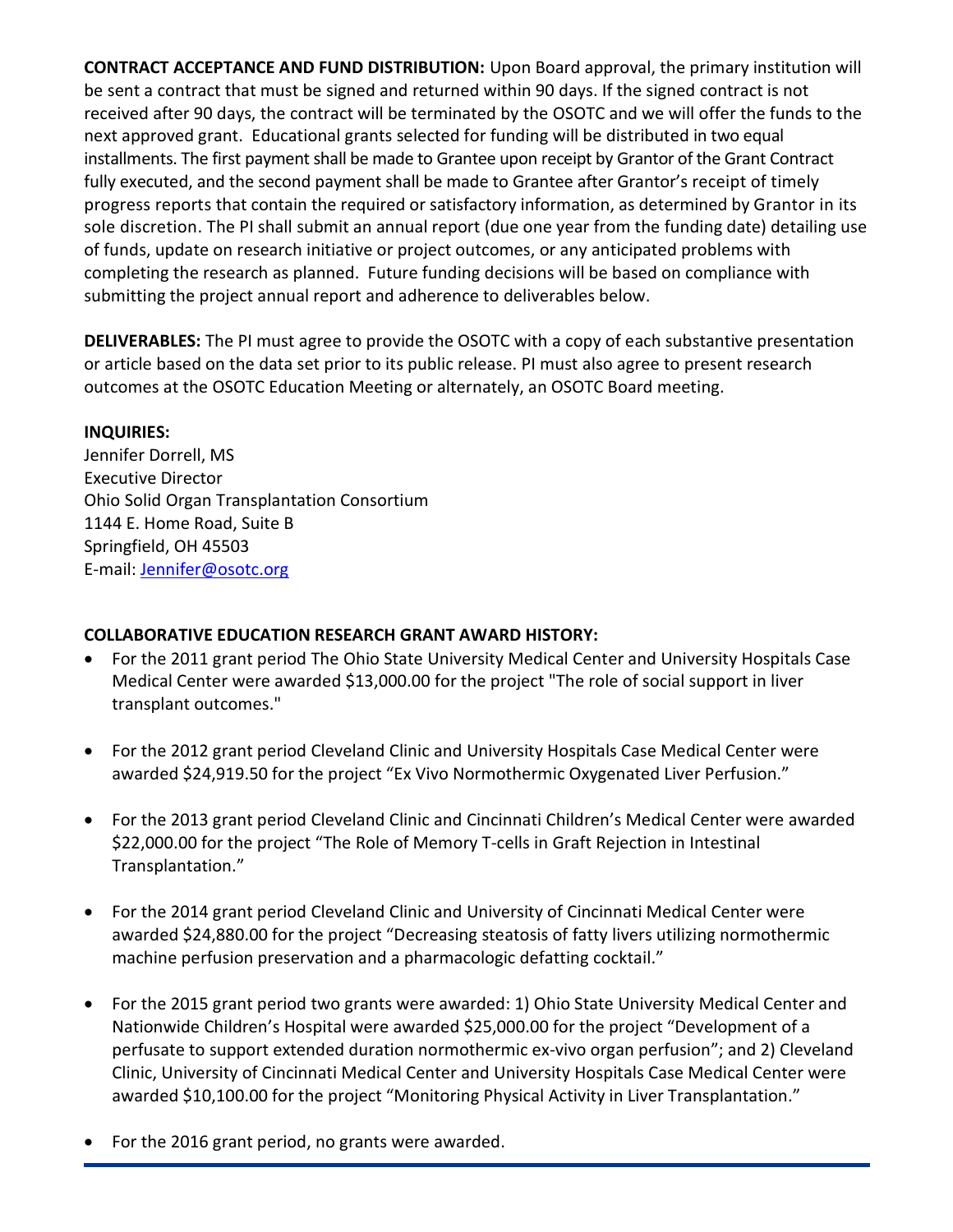**CONTRACT ACCEPTANCE AND FUND DISTRIBUTION:** Upon Board approval, the primary institution will be sent a contract that must be signed and returned within 90 days. If the signed contract is not received after 90 days, the contract will be terminated by the OSOTC and we will offer the funds to the next approved grant. Educational grants selected for funding will be distributed in two equal installments. The first payment shall be made to Grantee upon receipt by Grantor of the Grant Contract fully executed, and the second payment shall be made to Grantee after Grantor's receipt of timely progress reports that contain the required or satisfactory information, as determined by Grantor in its sole discretion. The PI shall submit an annual report (due one year from the funding date) detailing use of funds, update on research initiative or project outcomes, or any anticipated problems with completing the research as planned. Future funding decisions will be based on compliance with submitting the project annual report and adherence to deliverables below.

**DELIVERABLES:** The PI must agree to provide the OSOTC with a copy of each substantive presentation or article based on the data set prior to its public release. PI must also agree to present research outcomes at the OSOTC Education Meeting or alternately, an OSOTC Board meeting.

**INQUIRIES:**
Jennifer Dorrell, MS
Executive Director
Ohio Solid Organ Transplantation Consortium
1144 E. Home Road, Suite B
Springfield, OH 45503
E-mail: Jennifer@osotc.org

**COLLABORATIVE EDUCATION RESEARCH GRANT AWARD HISTORY:**

- For the 2011 grant period The Ohio State University Medical Center and University Hospitals Case Medical Center were awarded $13,000.00 for the project "The role of social support in liver transplant outcomes."
- For the 2012 grant period Cleveland Clinic and University Hospitals Case Medical Center were awarded $24,919.50 for the project "Ex Vivo Normothermic Oxygenated Liver Perfusion."
- For the 2013 grant period Cleveland Clinic and Cincinnati Children's Medical Center were awarded $22,000.00 for the project "The Role of Memory T-cells in Graft Rejection in Intestinal Transplantation."
- For the 2014 grant period Cleveland Clinic and University of Cincinnati Medical Center were awarded $24,880.00 for the project "Decreasing steatosis of fatty livers utilizing normothermic machine perfusion preservation and a pharmacologic defatting cocktail."
- For the 2015 grant period two grants were awarded: 1) Ohio State University Medical Center and Nationwide Children's Hospital were awarded $25,000.00 for the project "Development of a perfusate to support extended duration normothermic ex-vivo organ perfusion"; and 2) Cleveland Clinic, University of Cincinnati Medical Center and University Hospitals Case Medical Center were awarded $10,100.00 for the project "Monitoring Physical Activity in Liver Transplantation."
- For the 2016 grant period, no grants were awarded.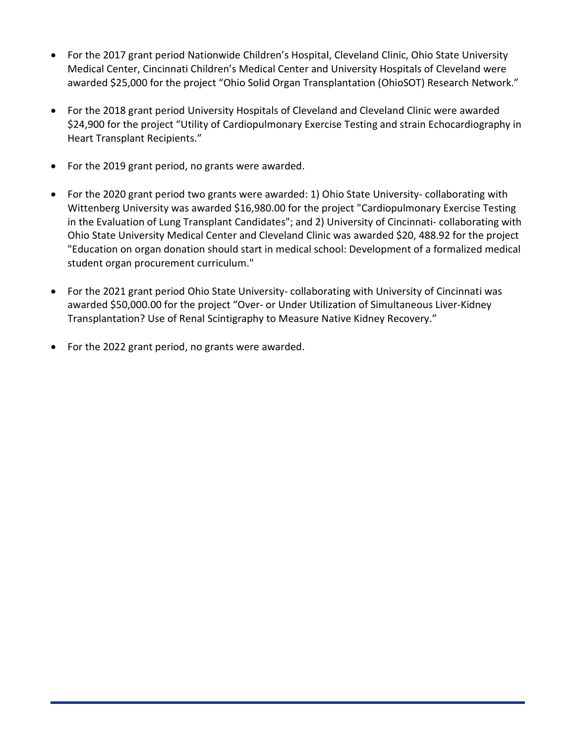- For the 2017 grant period Nationwide Children's Hospital, Cleveland Clinic, Ohio State University Medical Center, Cincinnati Children's Medical Center and University Hospitals of Cleveland were awarded $25,000 for the project "Ohio Solid Organ Transplantation (OhioSOT) Research Network."

- For the 2018 grant period University Hospitals of Cleveland and Cleveland Clinic were awarded $24,900 for the project "Utility of Cardiopulmonary Exercise Testing and strain Echocardiography in Heart Transplant Recipients."

- For the 2019 grant period, no grants were awarded.

- For the 2020 grant period two grants were awarded: 1) Ohio State University- collaborating with Wittenberg University was awarded $16,980.00 for the project "Cardiopulmonary Exercise Testing in the Evaluation of Lung Transplant Candidates"; and 2) University of Cincinnati- collaborating with Ohio State University Medical Center and Cleveland Clinic was awarded $20, 488.92 for the project "Education on organ donation should start in medical school: Development of a formalized medical student organ procurement curriculum."

- For the 2021 grant period Ohio State University- collaborating with University of Cincinnati was awarded $50,000.00 for the project "Over- or Under Utilization of Simultaneous Liver-Kidney Transplantation? Use of Renal Scintigraphy to Measure Native Kidney Recovery."

- For the 2022 grant period, no grants were awarded.